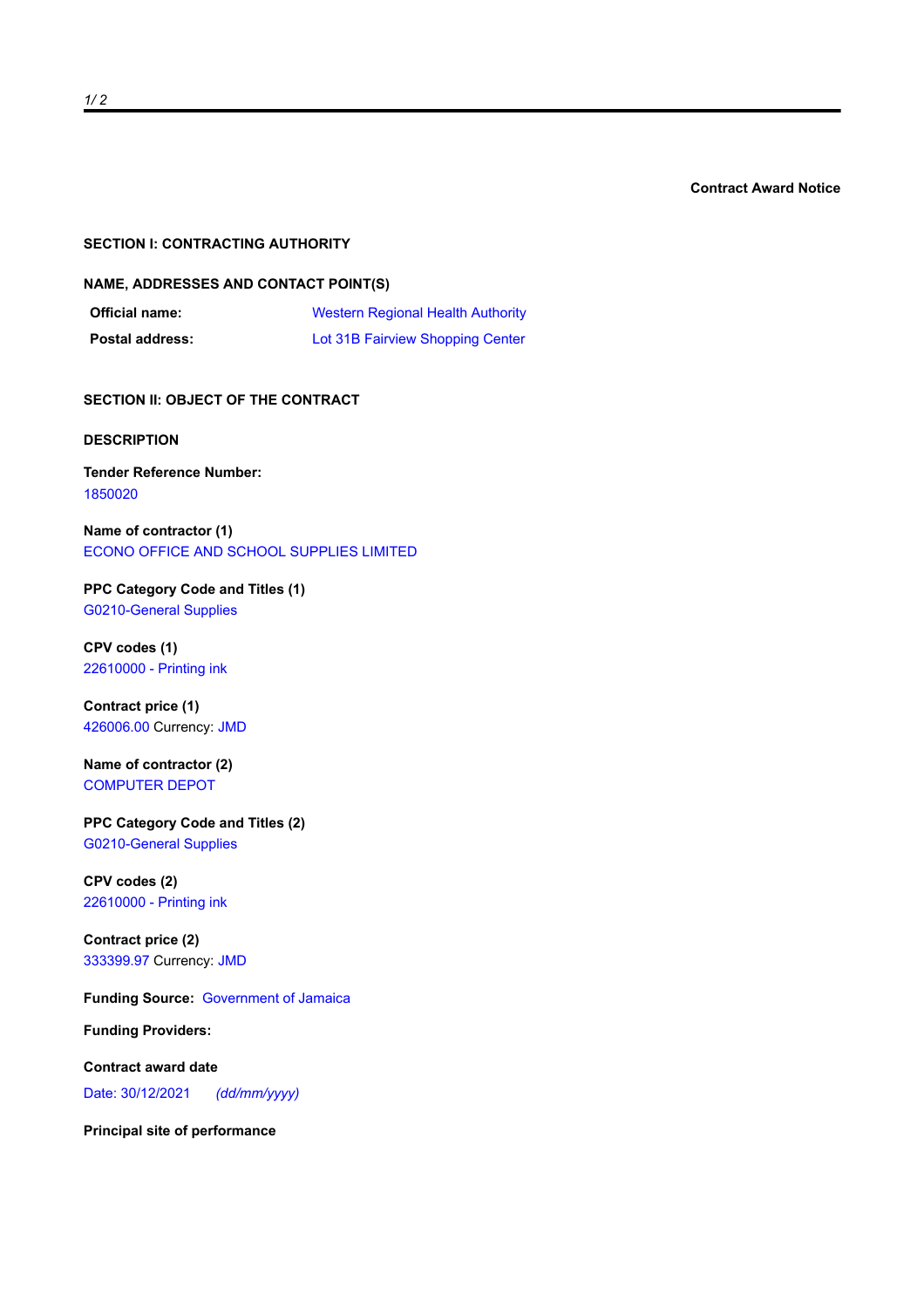**Contract Award Notice**

## SECTION I: CONTRACTING AUTHORITY

### NAME, ADDRESSES AND CONTACT POINT(S)

| | |
|---|---|
| **Official name:** | Western Regional Health Authority |
| **Postal address:** | Lot 31B Fairview Shopping Center |

## SECTION II: OBJECT OF THE CONTRACT

### DESCRIPTION

**Tender Reference Number:**
1850020

**Name of contractor (1)**
ECONO OFFICE AND SCHOOL SUPPLIES LIMITED

**PPC Category Code and Titles (1)**
G0210-General Supplies

**CPV codes (1)**
22610000 - Printing ink

**Contract price (1)**
426006.00 Currency: JMD

**Name of contractor (2)**
COMPUTER DEPOT

**PPC Category Code and Titles (2)**
G0210-General Supplies

**CPV codes (2)**
22610000 - Printing ink

**Contract price (2)**
333399.97 Currency: JMD

**Funding Source:** Government of Jamaica

**Funding Providers:**

**Contract award date**

Date: 30/12/2021 *(dd/mm/yyyy)*

**Principal site of performance**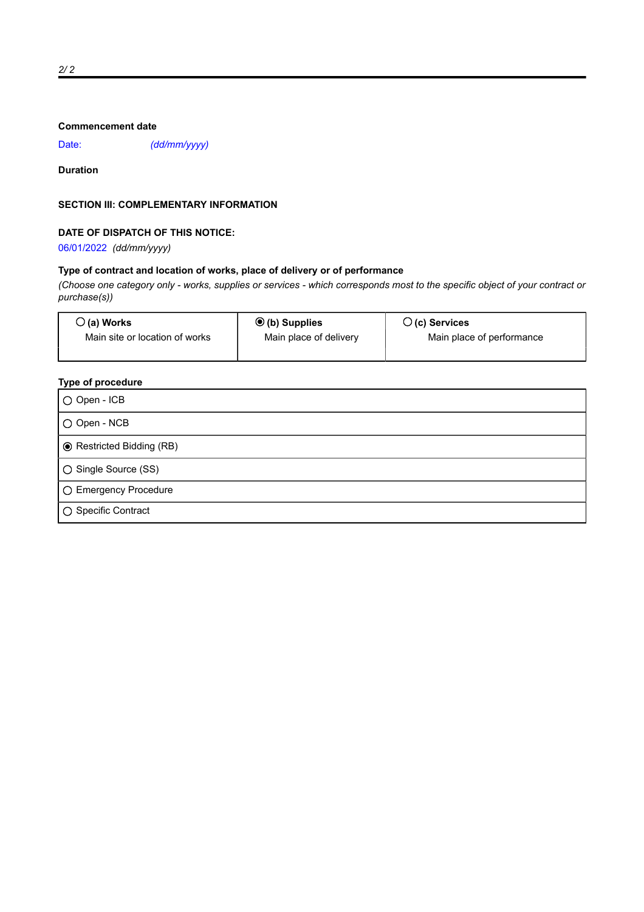**Commencement date**

Date: *(dd/mm/yyyy)*

**Duration**

**SECTION III: COMPLEMENTARY INFORMATION**

**DATE OF DISPATCH OF THIS NOTICE:**

06/01/2022 *(dd/mm/yyyy)*

**Type of contract and location of works, place of delivery or of performance**

*(Choose one category only - works, supplies or services - which corresponds most to the specific object of your contract or purchase(s))*

| | | |
|---|---|---|
| ○ **(a) Works**<br>Main site or location of works | ◉ **(b) Supplies**<br>Main place of delivery | ○ **(c) Services**<br>Main place of performance |

**Type of procedure**

| |
|---|
| ○ Open - ICB |
| ○ Open - NCB |
| ◉ Restricted Bidding (RB) |
| ○ Single Source (SS) |
| ○ Emergency Procedure |
| ○ Specific Contract |